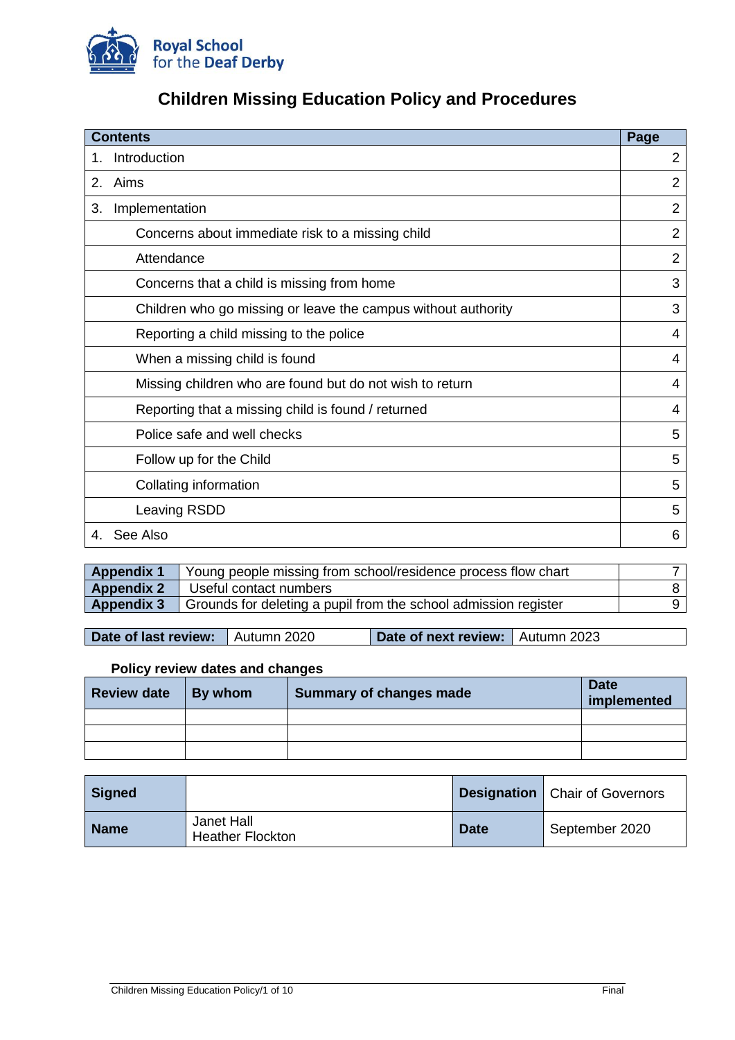Royal School for the Deaf Derby

# Children Missing Education Policy and Procedures

| Contents | Page |
|---|---|
| 1. Introduction | 2 |
| 2. Aims | 2 |
| 3. Implementation | 2 |
| Concerns about immediate risk to a missing child | 2 |
| Attendance | 2 |
| Concerns that a child is missing from home | 3 |
| Children who go missing or leave the campus without authority | 3 |
| Reporting a child missing to the police | 4 |
| When a missing child is found | 4 |
| Missing children who are found but do not wish to return | 4 |
| Reporting that a missing child is found / returned | 4 |
| Police safe and well checks | 5 |
| Follow up for the Child | 5 |
| Collating information | 5 |
| Leaving RSDD | 5 |
| 4. See Also | 6 |

| | | |
|---|---|---|
| **Appendix 1** | Young people missing from school/residence process flow chart | 7 |
| **Appendix 2** | Useful contact numbers | 8 |
| **Appendix 3** | Grounds for deleting a pupil from the school admission register | 9 |

| **Date of last review:** | Autumn 2020 | **Date of next review:** | Autumn 2023 |
|---|---|---|---|

**Policy review dates and changes**

| Review date | By whom | Summary of changes made | Date implemented |
|---|---|---|---|
| | | | |
| | | | |
| | | | |

| | | | |
|---|---|---|---|
| **Signed** | | **Designation** | Chair of Governors |
| **Name** | Janet Hall<br>Heather Flockton | **Date** | September 2020 |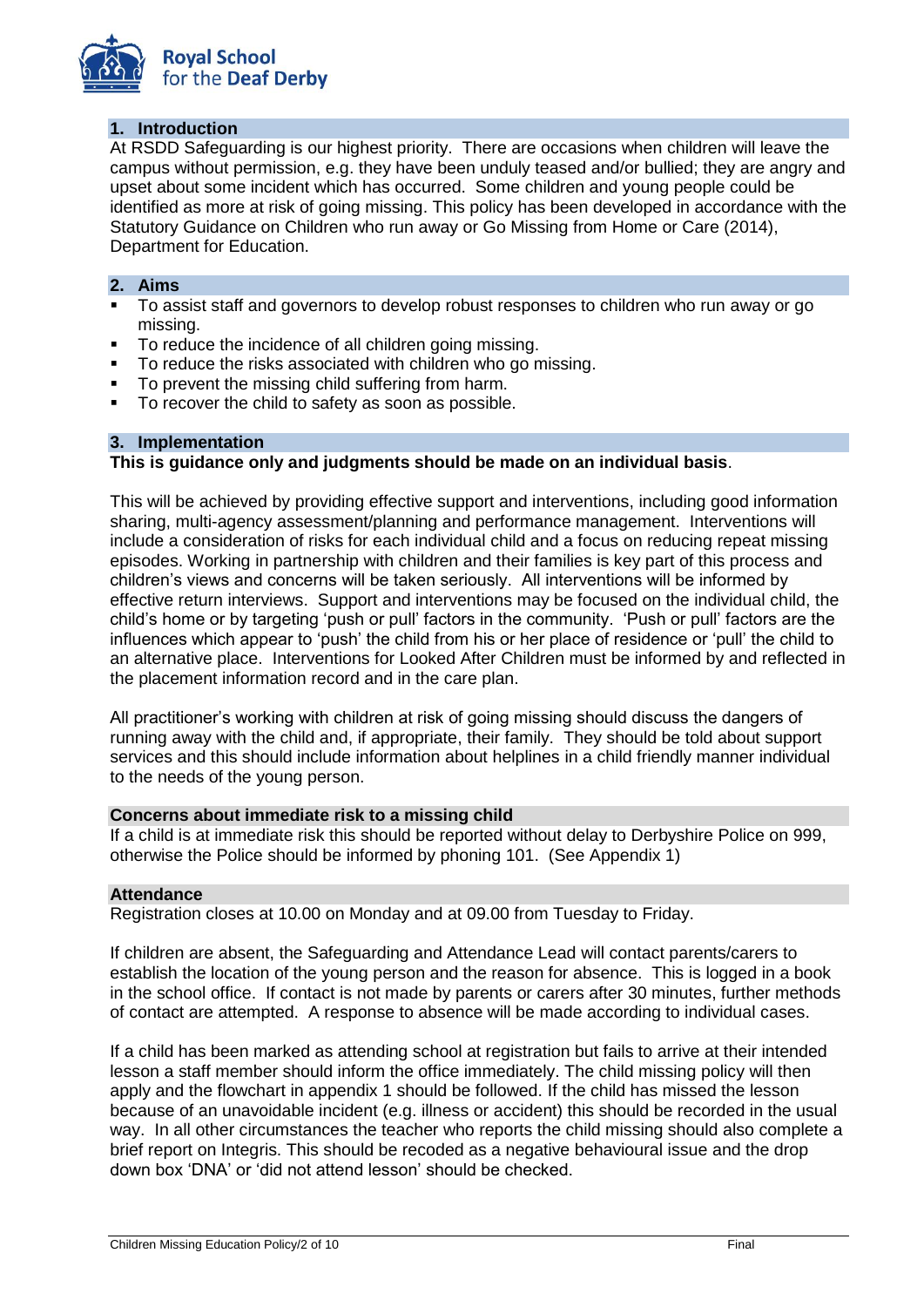## 1. Introduction

At RSDD Safeguarding is our highest priority. There are occasions when children will leave the campus without permission, e.g. they have been unduly teased and/or bullied; they are angry and upset about some incident which has occurred. Some children and young people could be identified as more at risk of going missing. This policy has been developed in accordance with the Statutory Guidance on Children who run away or Go Missing from Home or Care (2014), Department for Education.

## 2. Aims

- To assist staff and governors to develop robust responses to children who run away or go missing.
- To reduce the incidence of all children going missing.
- To reduce the risks associated with children who go missing.
- To prevent the missing child suffering from harm.
- To recover the child to safety as soon as possible.

## 3. Implementation

**This is guidance only and judgments should be made on an individual basis**.

This will be achieved by providing effective support and interventions, including good information sharing, multi-agency assessment/planning and performance management. Interventions will include a consideration of risks for each individual child and a focus on reducing repeat missing episodes. Working in partnership with children and their families is key part of this process and children's views and concerns will be taken seriously. All interventions will be informed by effective return interviews. Support and interventions may be focused on the individual child, the child's home or by targeting 'push or pull' factors in the community. 'Push or pull' factors are the influences which appear to 'push' the child from his or her place of residence or 'pull' the child to an alternative place. Interventions for Looked After Children must be informed by and reflected in the placement information record and in the care plan.

All practitioner's working with children at risk of going missing should discuss the dangers of running away with the child and, if appropriate, their family. They should be told about support services and this should include information about helplines in a child friendly manner individual to the needs of the young person.

### Concerns about immediate risk to a missing child

If a child is at immediate risk this should be reported without delay to Derbyshire Police on 999, otherwise the Police should be informed by phoning 101. (See Appendix 1)

### Attendance

Registration closes at 10.00 on Monday and at 09.00 from Tuesday to Friday.

If children are absent, the Safeguarding and Attendance Lead will contact parents/carers to establish the location of the young person and the reason for absence. This is logged in a book in the school office. If contact is not made by parents or carers after 30 minutes, further methods of contact are attempted. A response to absence will be made according to individual cases.

If a child has been marked as attending school at registration but fails to arrive at their intended lesson a staff member should inform the office immediately. The child missing policy will then apply and the flowchart in appendix 1 should be followed. If the child has missed the lesson because of an unavoidable incident (e.g. illness or accident) this should be recorded in the usual way. In all other circumstances the teacher who reports the child missing should also complete a brief report on Integris. This should be recoded as a negative behavioural issue and the drop down box 'DNA' or 'did not attend lesson' should be checked.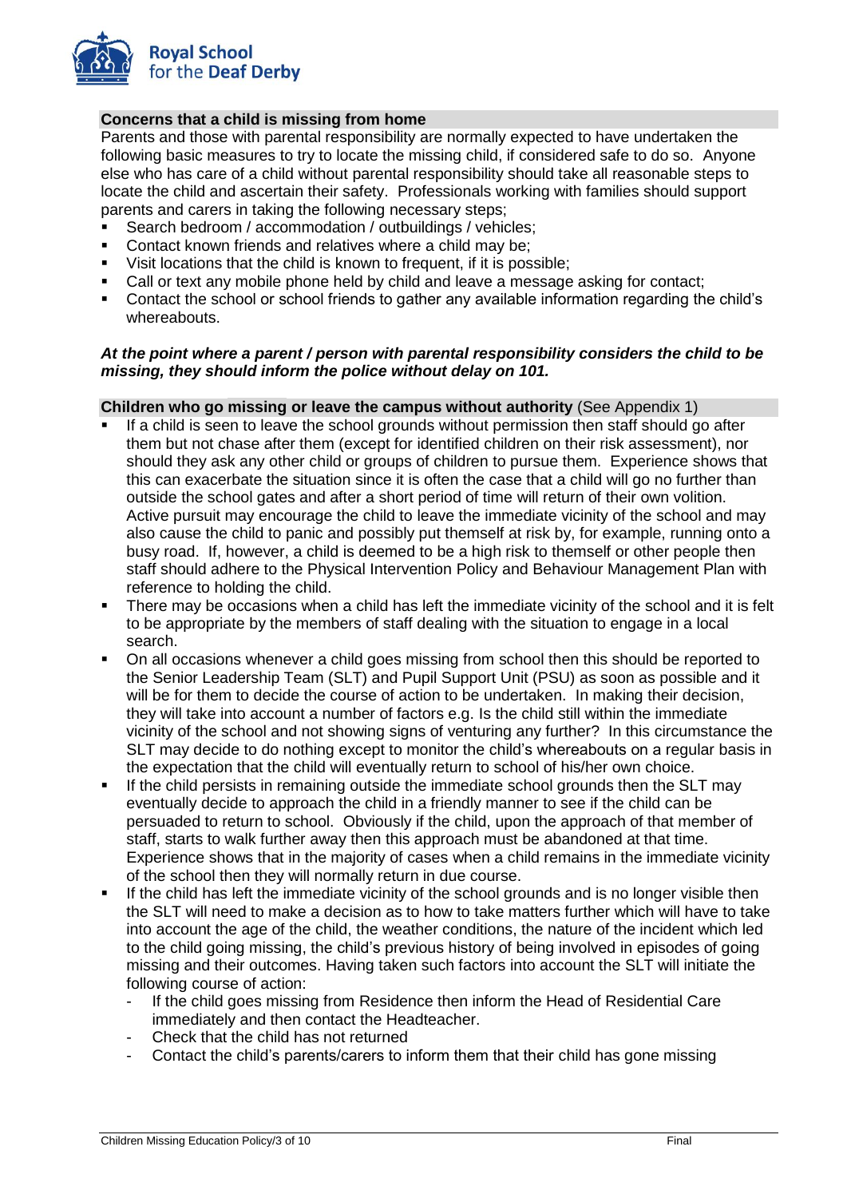**Concerns that a child is missing from home**

Parents and those with parental responsibility are normally expected to have undertaken the following basic measures to try to locate the missing child, if considered safe to do so. Anyone else who has care of a child without parental responsibility should take all reasonable steps to locate the child and ascertain their safety. Professionals working with families should support parents and carers in taking the following necessary steps;

- Search bedroom / accommodation / outbuildings / vehicles;
- Contact known friends and relatives where a child may be;
- Visit locations that the child is known to frequent, if it is possible;
- Call or text any mobile phone held by child and leave a message asking for contact;
- Contact the school or school friends to gather any available information regarding the child's whereabouts.

***At the point where a parent / person with parental responsibility considers the child to be missing, they should inform the police without delay on 101.***

**Children who go missing or leave the campus without authority** (See Appendix 1)

- If a child is seen to leave the school grounds without permission then staff should go after them but not chase after them (except for identified children on their risk assessment), nor should they ask any other child or groups of children to pursue them. Experience shows that this can exacerbate the situation since it is often the case that a child will go no further than outside the school gates and after a short period of time will return of their own volition. Active pursuit may encourage the child to leave the immediate vicinity of the school and may also cause the child to panic and possibly put themself at risk by, for example, running onto a busy road. If, however, a child is deemed to be a high risk to themself or other people then staff should adhere to the Physical Intervention Policy and Behaviour Management Plan with reference to holding the child.
- There may be occasions when a child has left the immediate vicinity of the school and it is felt to be appropriate by the members of staff dealing with the situation to engage in a local search.
- On all occasions whenever a child goes missing from school then this should be reported to the Senior Leadership Team (SLT) and Pupil Support Unit (PSU) as soon as possible and it will be for them to decide the course of action to be undertaken. In making their decision, they will take into account a number of factors e.g. Is the child still within the immediate vicinity of the school and not showing signs of venturing any further? In this circumstance the SLT may decide to do nothing except to monitor the child's whereabouts on a regular basis in the expectation that the child will eventually return to school of his/her own choice.
- If the child persists in remaining outside the immediate school grounds then the SLT may eventually decide to approach the child in a friendly manner to see if the child can be persuaded to return to school. Obviously if the child, upon the approach of that member of staff, starts to walk further away then this approach must be abandoned at that time. Experience shows that in the majority of cases when a child remains in the immediate vicinity of the school then they will normally return in due course.
- If the child has left the immediate vicinity of the school grounds and is no longer visible then the SLT will need to make a decision as to how to take matters further which will have to take into account the age of the child, the weather conditions, the nature of the incident which led to the child going missing, the child's previous history of being involved in episodes of going missing and their outcomes. Having taken such factors into account the SLT will initiate the following course of action:
  - If the child goes missing from Residence then inform the Head of Residential Care immediately and then contact the Headteacher.
  - Check that the child has not returned
  - Contact the child's parents/carers to inform them that their child has gone missing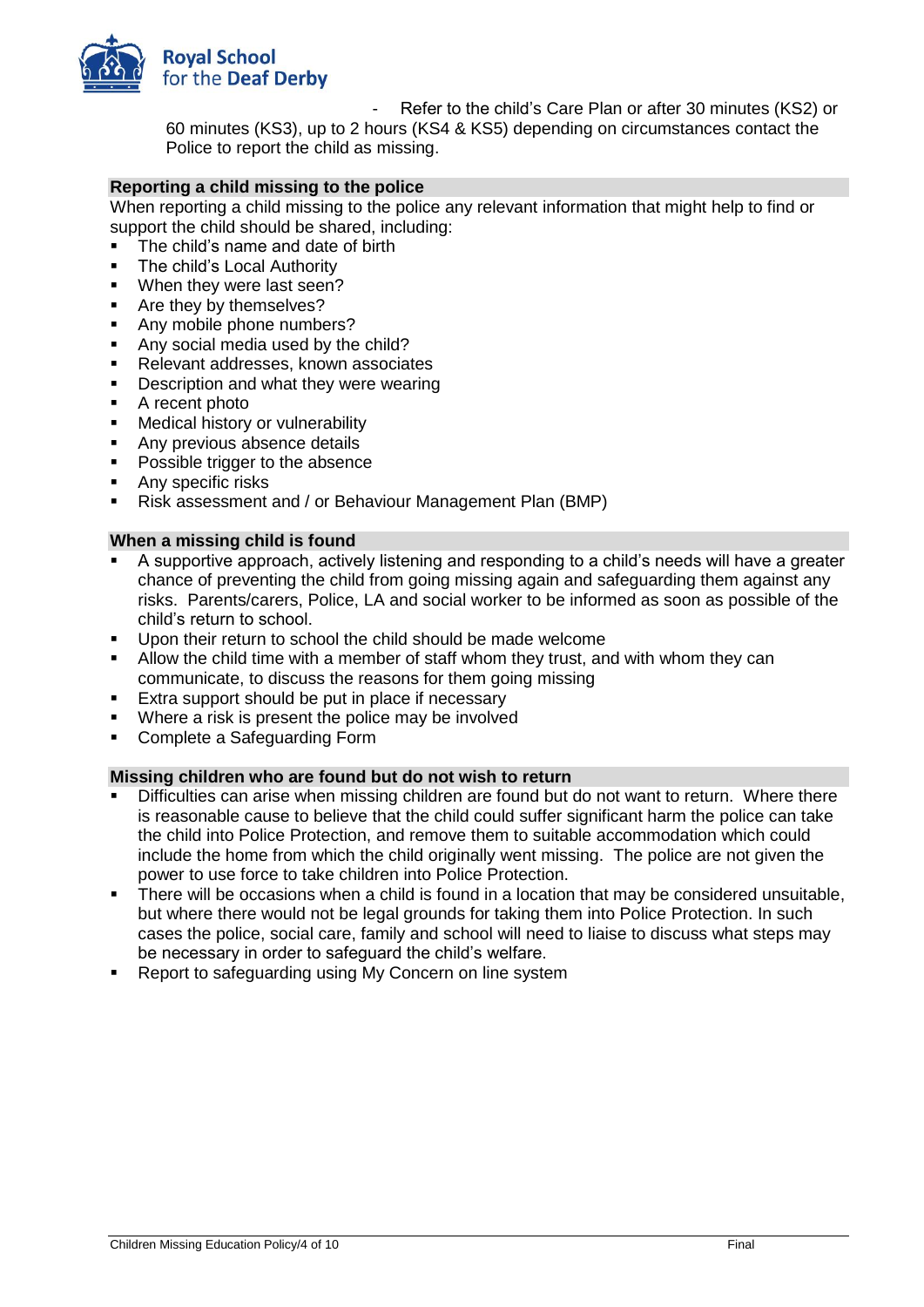- Refer to the child's Care Plan or after 30 minutes (KS2) or 60 minutes (KS3), up to 2 hours (KS4 & KS5) depending on circumstances contact the Police to report the child as missing.

**Reporting a child missing to the police**

When reporting a child missing to the police any relevant information that might help to find or support the child should be shared, including:

- The child's name and date of birth
- The child's Local Authority
- When they were last seen?
- Are they by themselves?
- Any mobile phone numbers?
- Any social media used by the child?
- Relevant addresses, known associates
- Description and what they were wearing
- A recent photo
- Medical history or vulnerability
- Any previous absence details
- Possible trigger to the absence
- Any specific risks
- Risk assessment and / or Behaviour Management Plan (BMP)

**When a missing child is found**

- A supportive approach, actively listening and responding to a child's needs will have a greater chance of preventing the child from going missing again and safeguarding them against any risks. Parents/carers, Police, LA and social worker to be informed as soon as possible of the child's return to school.
- Upon their return to school the child should be made welcome
- Allow the child time with a member of staff whom they trust, and with whom they can communicate, to discuss the reasons for them going missing
- Extra support should be put in place if necessary
- Where a risk is present the police may be involved
- Complete a Safeguarding Form

**Missing children who are found but do not wish to return**

- Difficulties can arise when missing children are found but do not want to return. Where there is reasonable cause to believe that the child could suffer significant harm the police can take the child into Police Protection, and remove them to suitable accommodation which could include the home from which the child originally went missing. The police are not given the power to use force to take children into Police Protection.
- There will be occasions when a child is found in a location that may be considered unsuitable, but where there would not be legal grounds for taking them into Police Protection. In such cases the police, social care, family and school will need to liaise to discuss what steps may be necessary in order to safeguard the child's welfare.
- Report to safeguarding using My Concern on line system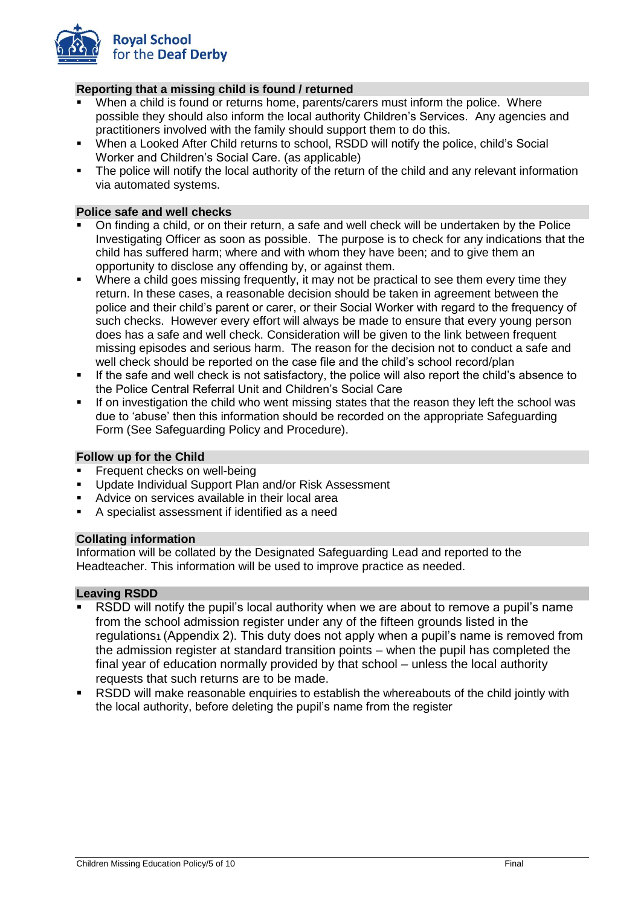## Reporting that a missing child is found / returned

- When a child is found or returns home, parents/carers must inform the police. Where possible they should also inform the local authority Children's Services. Any agencies and practitioners involved with the family should support them to do this.
- When a Looked After Child returns to school, RSDD will notify the police, child's Social Worker and Children's Social Care. (as applicable)
- The police will notify the local authority of the return of the child and any relevant information via automated systems.

## Police safe and well checks

- On finding a child, or on their return, a safe and well check will be undertaken by the Police Investigating Officer as soon as possible. The purpose is to check for any indications that the child has suffered harm; where and with whom they have been; and to give them an opportunity to disclose any offending by, or against them.
- Where a child goes missing frequently, it may not be practical to see them every time they return. In these cases, a reasonable decision should be taken in agreement between the police and their child's parent or carer, or their Social Worker with regard to the frequency of such checks. However every effort will always be made to ensure that every young person does has a safe and well check. Consideration will be given to the link between frequent missing episodes and serious harm. The reason for the decision not to conduct a safe and well check should be reported on the case file and the child's school record/plan
- If the safe and well check is not satisfactory, the police will also report the child's absence to the Police Central Referral Unit and Children's Social Care
- If on investigation the child who went missing states that the reason they left the school was due to 'abuse' then this information should be recorded on the appropriate Safeguarding Form (See Safeguarding Policy and Procedure).

## Follow up for the Child

- Frequent checks on well-being
- Update Individual Support Plan and/or Risk Assessment
- Advice on services available in their local area
- A specialist assessment if identified as a need

## Collating information

Information will be collated by the Designated Safeguarding Lead and reported to the Headteacher. This information will be used to improve practice as needed.

## Leaving RSDD

- RSDD will notify the pupil's local authority when we are about to remove a pupil's name from the school admission register under any of the fifteen grounds listed in the regulations[1] (Appendix 2). This duty does not apply when a pupil's name is removed from the admission register at standard transition points – when the pupil has completed the final year of education normally provided by that school – unless the local authority requests that such returns are to be made.
- RSDD will make reasonable enquiries to establish the whereabouts of the child jointly with the local authority, before deleting the pupil's name from the register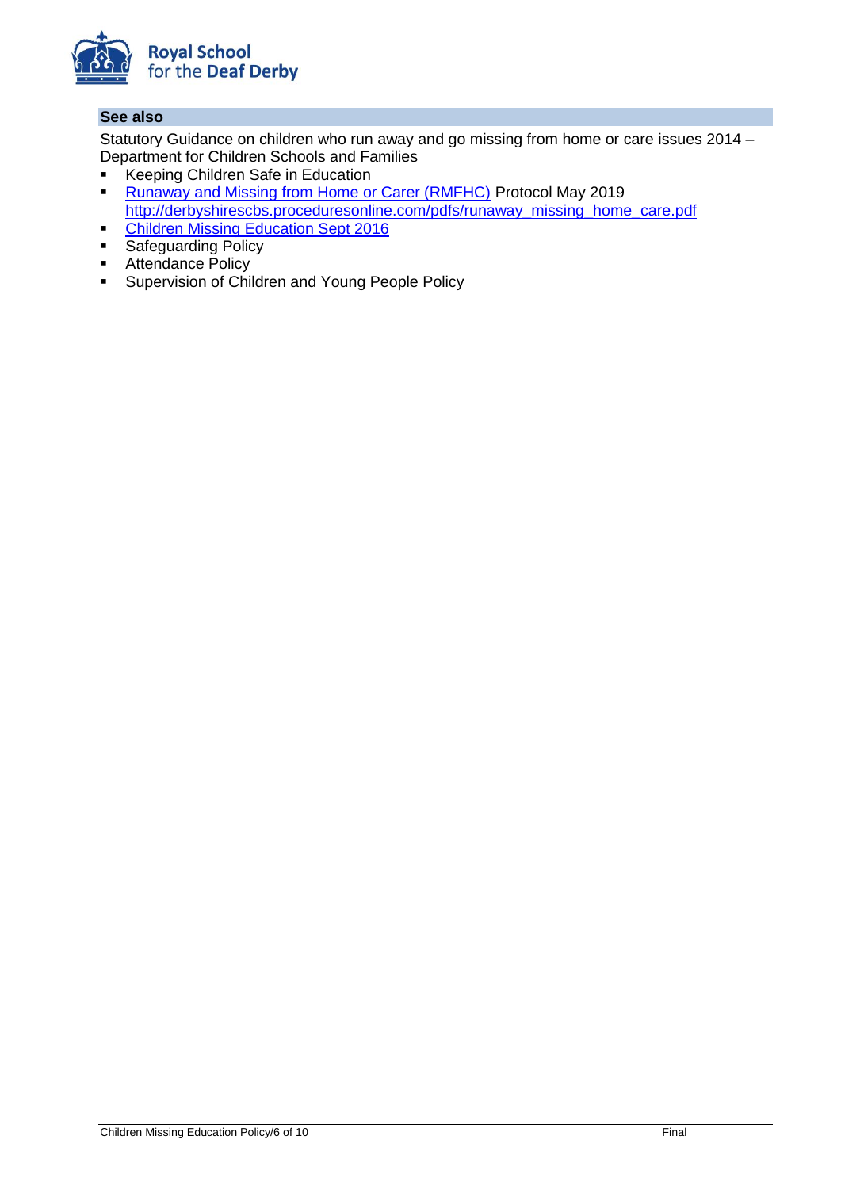## See also

Statutory Guidance on children who run away and go missing from home or care issues 2014 – Department for Children Schools and Families

- Keeping Children Safe in Education
- Runaway and Missing from Home or Carer (RMFHC) Protocol May 2019 http://derbyshirescbs.proceduresonline.com/pdfs/runaway_missing_home_care.pdf
- Children Missing Education Sept 2016
- Safeguarding Policy
- Attendance Policy
- Supervision of Children and Young People Policy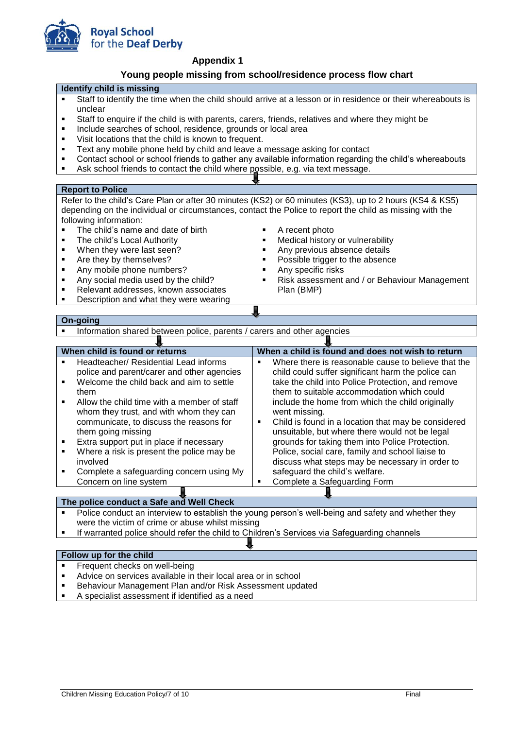## Appendix 1

### Young people missing from school/residence process flow chart

**Identify child is missing**

- Staff to identify the time when the child should arrive at a lesson or in residence or their whereabouts is unclear
- Staff to enquire if the child is with parents, carers, friends, relatives and where they might be
- Include searches of school, residence, grounds or local area
- Visit locations that the child is known to frequent.
- Text any mobile phone held by child and leave a message asking for contact
- Contact school or school friends to gather any available information regarding the child's whereabouts
- Ask school friends to contact the child where possible, e.g. via text message.

⬇

**Report to Police**

Refer to the child's Care Plan or after 30 minutes (KS2) or 60 minutes (KS3), up to 2 hours (KS4 & KS5) depending on the individual or circumstances, contact the Police to report the child as missing with the following information:

- The child's name and date of birth
- The child's Local Authority
- When they were last seen?
- Are they by themselves?
- Any mobile phone numbers?
- Any social media used by the child?
- Relevant addresses, known associates
- Description and what they were wearing
- A recent photo
- Medical history or vulnerability
- Any previous absence details
- Possible trigger to the absence
- Any specific risks
- Risk assessment and / or Behaviour Management Plan (BMP)

⬇

**On-going**

- Information shared between police, parents / carers and other agencies

⬇

| When child is found or returns | When a child is found and does not wish to return |
|---|---|
| ▪ Headteacher/ Residential Lead informs police and parent/carer and other agencies<br>▪ Welcome the child back and aim to settle them<br>▪ Allow the child time with a member of staff whom they trust, and with whom they can communicate, to discuss the reasons for them going missing<br>▪ Extra support put in place if necessary<br>▪ Where a risk is present the police may be involved<br>▪ Complete a safeguarding concern using My Concern on line system | ▪ Where there is reasonable cause to believe that the child could suffer significant harm the police can take the child into Police Protection, and remove them to suitable accommodation which could include the home from which the child originally went missing.<br>▪ Child is found in a location that may be considered unsuitable, but where there would not be legal grounds for taking them into Police Protection. Police, social care, family and school liaise to discuss what steps may be necessary in order to safeguard the child's welfare.<br>▪ Complete a Safeguarding Form |

⬇

**The police conduct a Safe and Well Check**

- Police conduct an interview to establish the young person's well-being and safety and whether they were the victim of crime or abuse whilst missing
- If warranted police should refer the child to Children's Services via Safeguarding channels

⬇

**Follow up for the child**

- Frequent checks on well-being
- Advice on services available in their local area or in school
- Behaviour Management Plan and/or Risk Assessment updated
- A specialist assessment if identified as a need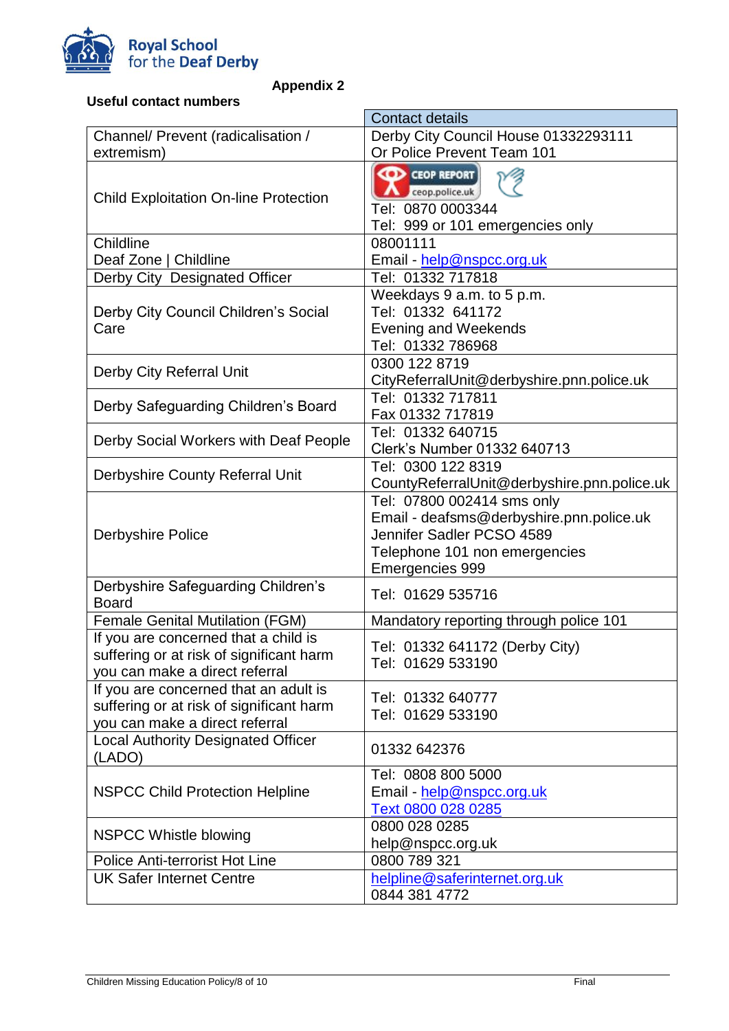Royal School for the Deaf Derby

**Appendix 2**

**Useful contact numbers**

| | Contact details |
|---|---|
| Channel/ Prevent (radicalisation / extremism) | Derby City Council House 01332293111<br>Or Police Prevent Team 101 |
| Child Exploitation On-line Protection | CEOP REPORT ceop.police.uk<br>Tel: 0870 0003344<br>Tel: 999 or 101 emergencies only |
| Childline<br>Deaf Zone \| Childline | 08001111<br>Email - help@nspcc.org.uk |
| Derby City Designated Officer | Tel: 01332 717818 |
| Derby City Council Children's Social Care | Weekdays 9 a.m. to 5 p.m.<br>Tel: 01332 641172<br>Evening and Weekends<br>Tel: 01332 786968 |
| Derby City Referral Unit | 0300 122 8719<br>CityReferralUnit@derbyshire.pnn.police.uk |
| Derby Safeguarding Children's Board | Tel: 01332 717811<br>Fax 01332 717819 |
| Derby Social Workers with Deaf People | Tel: 01332 640715<br>Clerk's Number 01332 640713 |
| Derbyshire County Referral Unit | Tel: 0300 122 8319<br>CountyReferralUnit@derbyshire.pnn.police.uk |
| Derbyshire Police | Tel: 07800 002414 sms only<br>Email - deafsms@derbyshire.pnn.police.uk<br>Jennifer Sadler PCSO 4589<br>Telephone 101 non emergencies<br>Emergencies 999 |
| Derbyshire Safeguarding Children's Board | Tel: 01629 535716 |
| Female Genital Mutilation (FGM) | Mandatory reporting through police 101 |
| If you are concerned that a child is suffering or at risk of significant harm you can make a direct referral | Tel: 01332 641172 (Derby City)<br>Tel: 01629 533190 |
| If you are concerned that an adult is suffering or at risk of significant harm you can make a direct referral | Tel: 01332 640777<br>Tel: 01629 533190 |
| Local Authority Designated Officer (LADO) | 01332 642376 |
| NSPCC Child Protection Helpline | Tel: 0808 800 5000<br>Email - help@nspcc.org.uk<br>Text 0800 028 0285 |
| NSPCC Whistle blowing | 0800 028 0285<br>help@nspcc.org.uk |
| Police Anti-terrorist Hot Line | 0800 789 321 |
| UK Safer Internet Centre | helpline@saferinternet.org.uk<br>0844 381 4772 |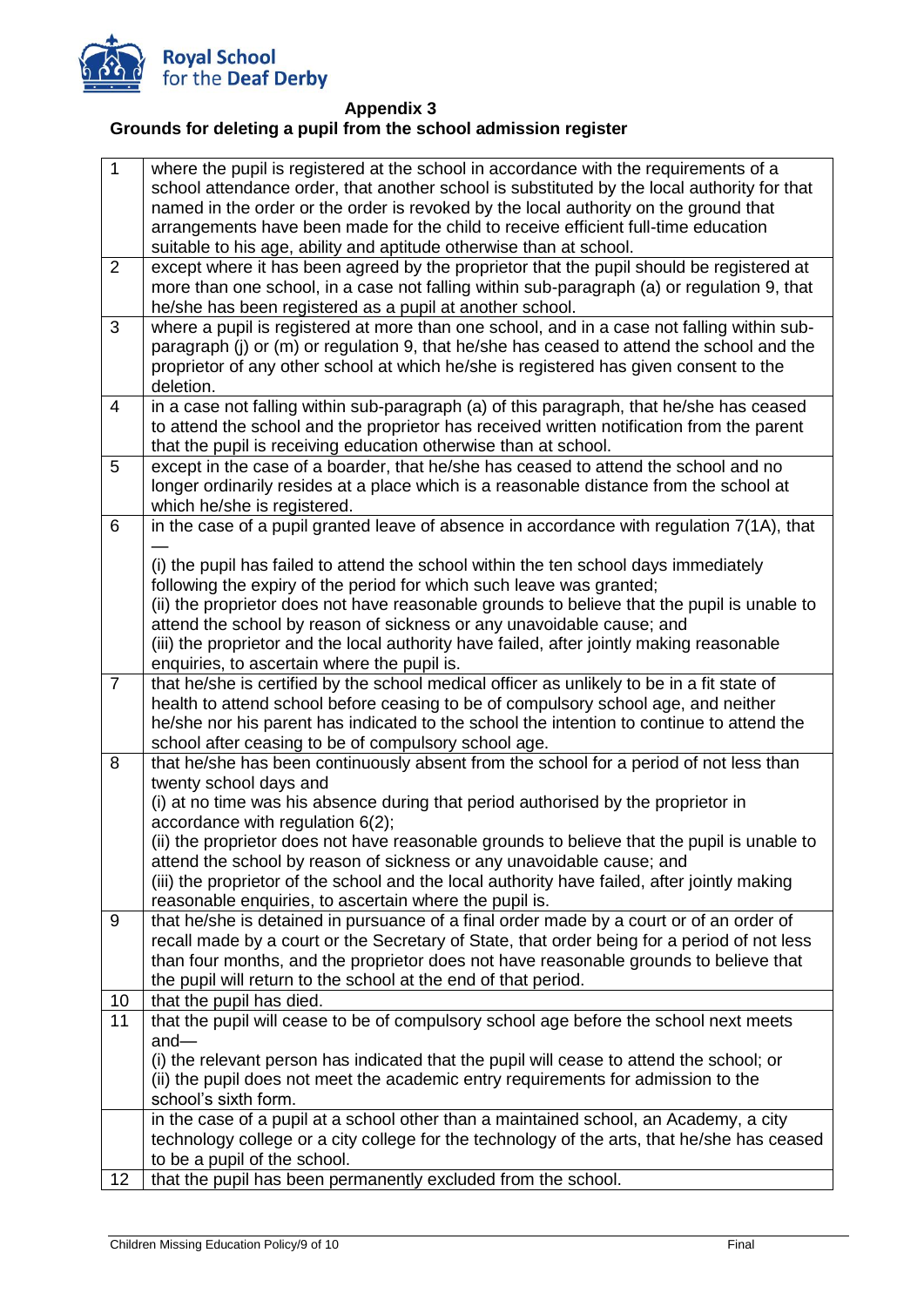## Appendix 3

### Grounds for deleting a pupil from the school admission register

| | |
|---|---|
| 1 | where the pupil is registered at the school in accordance with the requirements of a school attendance order, that another school is substituted by the local authority for that named in the order or the order is revoked by the local authority on the ground that arrangements have been made for the child to receive efficient full-time education suitable to his age, ability and aptitude otherwise than at school. |
| 2 | except where it has been agreed by the proprietor that the pupil should be registered at more than one school, in a case not falling within sub-paragraph (a) or regulation 9, that he/she has been registered as a pupil at another school. |
| 3 | where a pupil is registered at more than one school, and in a case not falling within sub-paragraph (j) or (m) or regulation 9, that he/she has ceased to attend the school and the proprietor of any other school at which he/she is registered has given consent to the deletion. |
| 4 | in a case not falling within sub-paragraph (a) of this paragraph, that he/she has ceased to attend the school and the proprietor has received written notification from the parent that the pupil is receiving education otherwise than at school. |
| 5 | except in the case of a boarder, that he/she has ceased to attend the school and no longer ordinarily resides at a place which is a reasonable distance from the school at which he/she is registered. |
| 6 | in the case of a pupil granted leave of absence in accordance with regulation 7(1A), that —<br>(i) the pupil has failed to attend the school within the ten school days immediately following the expiry of the period for which such leave was granted;<br>(ii) the proprietor does not have reasonable grounds to believe that the pupil is unable to attend the school by reason of sickness or any unavoidable cause; and<br>(iii) the proprietor and the local authority have failed, after jointly making reasonable enquiries, to ascertain where the pupil is. |
| 7 | that he/she is certified by the school medical officer as unlikely to be in a fit state of health to attend school before ceasing to be of compulsory school age, and neither he/she nor his parent has indicated to the school the intention to continue to attend the school after ceasing to be of compulsory school age. |
| 8 | that he/she has been continuously absent from the school for a period of not less than twenty school days and<br>(i) at no time was his absence during that period authorised by the proprietor in accordance with regulation 6(2);<br>(ii) the proprietor does not have reasonable grounds to believe that the pupil is unable to attend the school by reason of sickness or any unavoidable cause; and<br>(iii) the proprietor of the school and the local authority have failed, after jointly making reasonable enquiries, to ascertain where the pupil is. |
| 9 | that he/she is detained in pursuance of a final order made by a court or of an order of recall made by a court or the Secretary of State, that order being for a period of not less than four months, and the proprietor does not have reasonable grounds to believe that the pupil will return to the school at the end of that period. |
| 10 | that the pupil has died. |
| 11 | that the pupil will cease to be of compulsory school age before the school next meets and—<br>(i) the relevant person has indicated that the pupil will cease to attend the school; or<br>(ii) the pupil does not meet the academic entry requirements for admission to the school's sixth form. |
| | in the case of a pupil at a school other than a maintained school, an Academy, a city technology college or a city college for the technology of the arts, that he/she has ceased to be a pupil of the school. |
| 12 | that the pupil has been permanently excluded from the school. |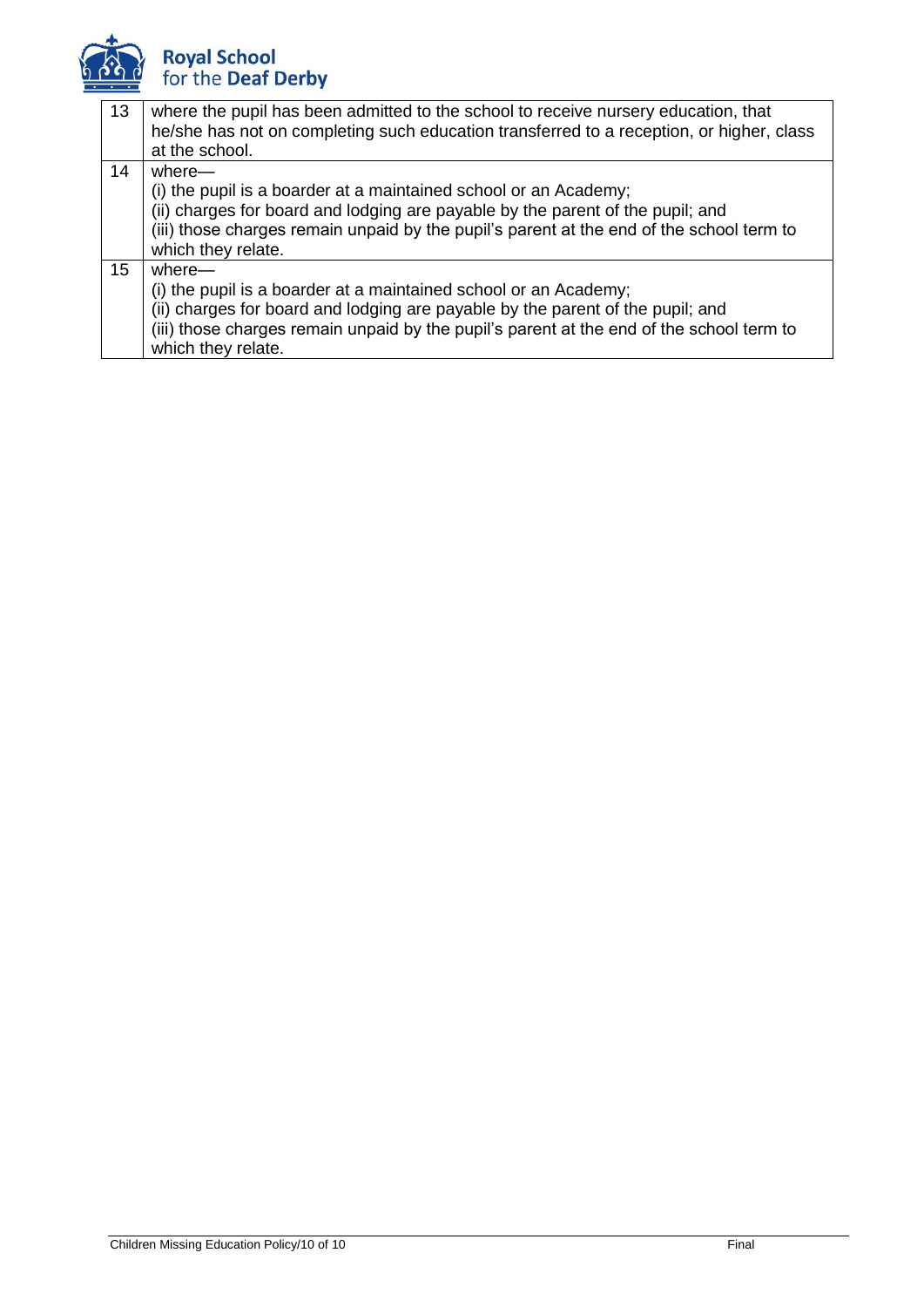| | |
|---|---|
| 13 | where the pupil has been admitted to the school to receive nursery education, that he/she has not on completing such education transferred to a reception, or higher, class at the school. |
| 14 | where—<br>(i) the pupil is a boarder at a maintained school or an Academy;<br>(ii) charges for board and lodging are payable by the parent of the pupil; and<br>(iii) those charges remain unpaid by the pupil's parent at the end of the school term to which they relate. |
| 15 | where—<br>(i) the pupil is a boarder at a maintained school or an Academy;<br>(ii) charges for board and lodging are payable by the parent of the pupil; and<br>(iii) those charges remain unpaid by the pupil's parent at the end of the school term to which they relate. |